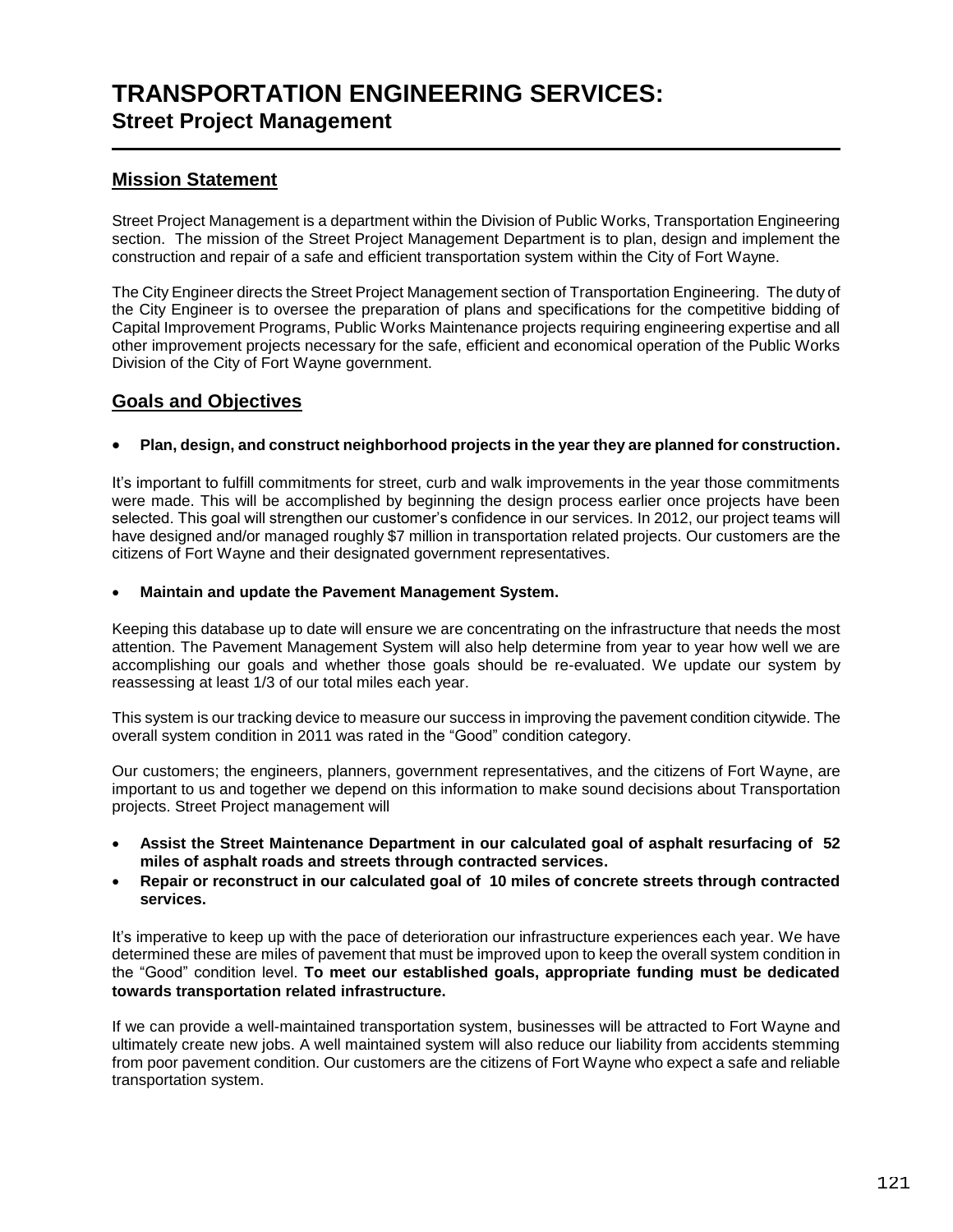# TRANSPORTATION ENGINEERING SERVICES:
## Street Project Management

### Mission Statement

Street Project Management is a department within the Division of Public Works, Transportation Engineering section. The mission of the Street Project Management Department is to plan, design and implement the construction and repair of a safe and efficient transportation system within the City of Fort Wayne.

The City Engineer directs the Street Project Management section of Transportation Engineering. The duty of the City Engineer is to oversee the preparation of plans and specifications for the competitive bidding of Capital Improvement Programs, Public Works Maintenance projects requiring engineering expertise and all other improvement projects necessary for the safe, efficient and economical operation of the Public Works Division of the City of Fort Wayne government.

### Goals and Objectives

- **Plan, design, and construct neighborhood projects in the year they are planned for construction.**

It's important to fulfill commitments for street, curb and walk improvements in the year those commitments were made. This will be accomplished by beginning the design process earlier once projects have been selected. This goal will strengthen our customer's confidence in our services. In 2012, our project teams will have designed and/or managed roughly $7 million in transportation related projects. Our customers are the citizens of Fort Wayne and their designated government representatives.

- **Maintain and update the Pavement Management System.**

Keeping this database up to date will ensure we are concentrating on the infrastructure that needs the most attention. The Pavement Management System will also help determine from year to year how well we are accomplishing our goals and whether those goals should be re-evaluated. We update our system by reassessing at least 1/3 of our total miles each year.

This system is our tracking device to measure our success in improving the pavement condition citywide. The overall system condition in 2011 was rated in the "Good" condition category.

Our customers; the engineers, planners, government representatives, and the citizens of Fort Wayne, are important to us and together we depend on this information to make sound decisions about Transportation projects. Street Project management will

- **Assist the Street Maintenance Department in our calculated goal of asphalt resurfacing of 52 miles of asphalt roads and streets through contracted services.**
- **Repair or reconstruct in our calculated goal of 10 miles of concrete streets through contracted services.**

It's imperative to keep up with the pace of deterioration our infrastructure experiences each year. We have determined these are miles of pavement that must be improved upon to keep the overall system condition in the "Good" condition level. **To meet our established goals, appropriate funding must be dedicated towards transportation related infrastructure.**

If we can provide a well-maintained transportation system, businesses will be attracted to Fort Wayne and ultimately create new jobs. A well maintained system will also reduce our liability from accidents stemming from poor pavement condition. Our customers are the citizens of Fort Wayne who expect a safe and reliable transportation system.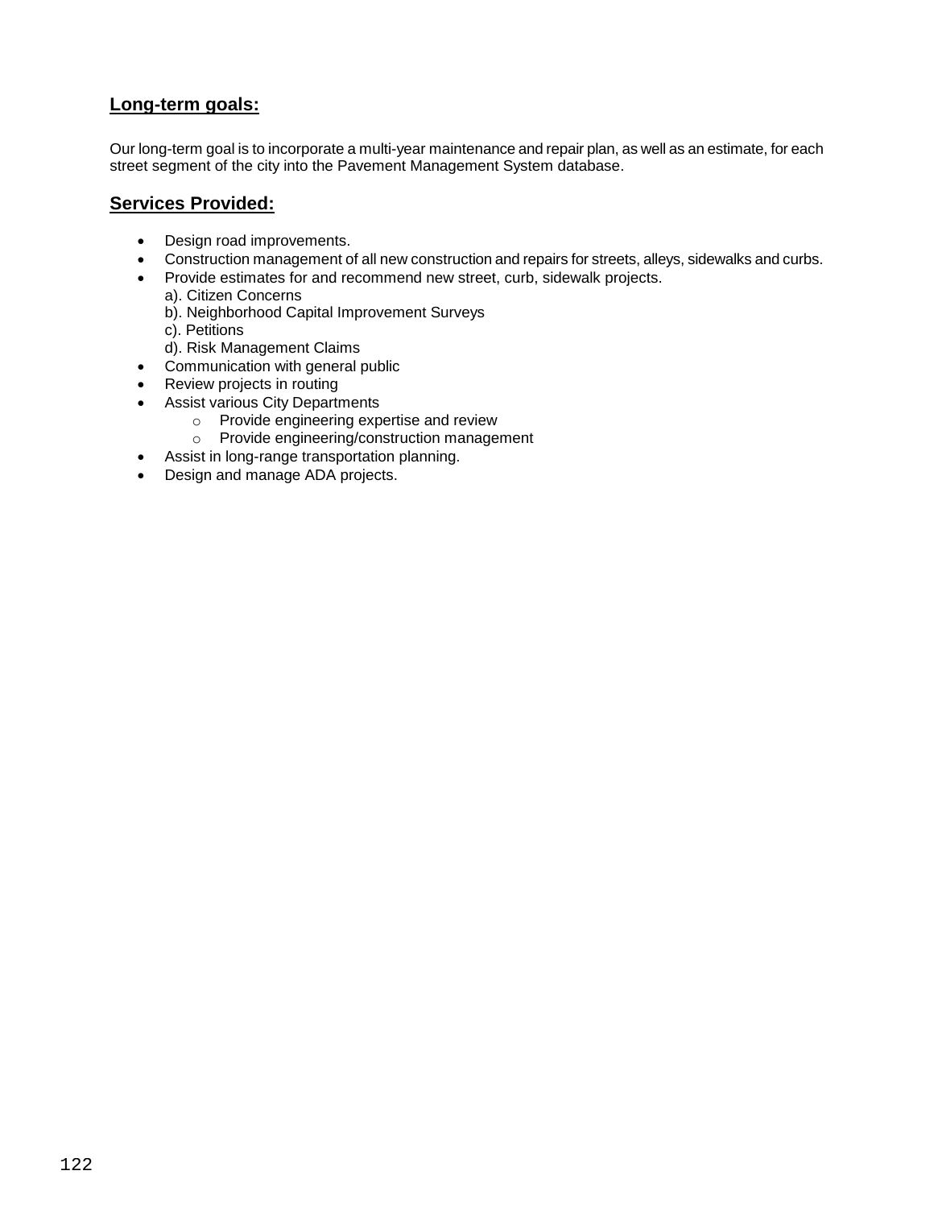## Long-term goals:

Our long-term goal is to incorporate a multi-year maintenance and repair plan, as well as an estimate, for each street segment of the city into the Pavement Management System database.

## Services Provided:

- Design road improvements.
- Construction management of all new construction and repairs for streets, alleys, sidewalks and curbs.
- Provide estimates for and recommend new street, curb, sidewalk projects.
  a). Citizen Concerns
  b). Neighborhood Capital Improvement Surveys
  c). Petitions
  d). Risk Management Claims
- Communication with general public
- Review projects in routing
- Assist various City Departments
  - Provide engineering expertise and review
  - Provide engineering/construction management
- Assist in long-range transportation planning.
- Design and manage ADA projects.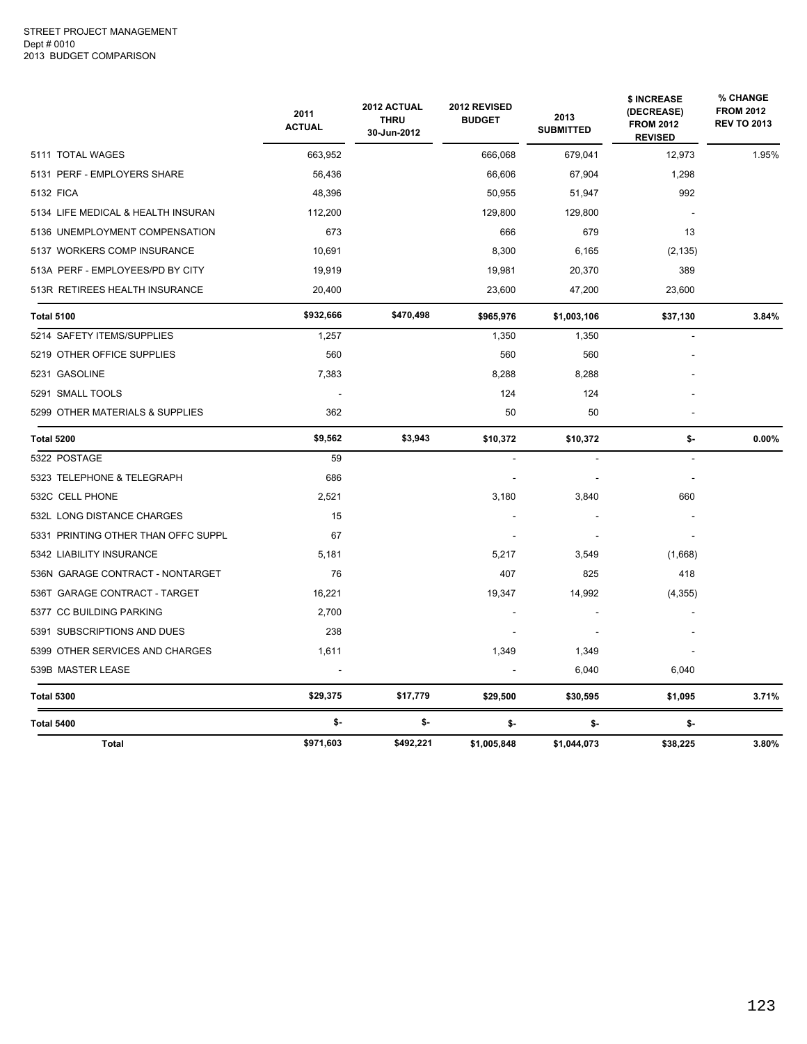STREET PROJECT MANAGEMENT
Dept # 0010
2013 BUDGET COMPARISON

| | 2011 ACTUAL | 2012 ACTUAL THRU 30-Jun-2012 | 2012 REVISED BUDGET | 2013 SUBMITTED | $ INCREASE (DECREASE) FROM 2012 REVISED | % CHANGE FROM 2012 REV TO 2013 |
|---|---|---|---|---|---|---|
| 5111 TOTAL WAGES | 663,952 | | 666,068 | 679,041 | 12,973 | 1.95% |
| 5131 PERF - EMPLOYERS SHARE | 56,436 | | 66,606 | 67,904 | 1,298 | |
| 5132 FICA | 48,396 | | 50,955 | 51,947 | 992 | |
| 5134 LIFE MEDICAL & HEALTH INSURAN | 112,200 | | 129,800 | 129,800 | - | |
| 5136 UNEMPLOYMENT COMPENSATION | 673 | | 666 | 679 | 13 | |
| 5137 WORKERS COMP INSURANCE | 10,691 | | 8,300 | 6,165 | (2,135) | |
| 513A PERF - EMPLOYEES/PD BY CITY | 19,919 | | 19,981 | 20,370 | 389 | |
| 513R RETIREES HEALTH INSURANCE | 20,400 | | 23,600 | 47,200 | 23,600 | |
| **Total 5100** | **$932,666** | **$470,498** | **$965,976** | **$1,003,106** | **$37,130** | **3.84%** |
| 5214 SAFETY ITEMS/SUPPLIES | 1,257 | | 1,350 | 1,350 | - | |
| 5219 OTHER OFFICE SUPPLIES | 560 | | 560 | 560 | - | |
| 5231 GASOLINE | 7,383 | | 8,288 | 8,288 | - | |
| 5291 SMALL TOOLS | - | | 124 | 124 | - | |
| 5299 OTHER MATERIALS & SUPPLIES | 362 | | 50 | 50 | - | |
| **Total 5200** | **$9,562** | **$3,943** | **$10,372** | **$10,372** | **$-** | **0.00%** |
| 5322 POSTAGE | 59 | | - | - | - | |
| 5323 TELEPHONE & TELEGRAPH | 686 | | - | - | - | |
| 532C CELL PHONE | 2,521 | | 3,180 | 3,840 | 660 | |
| 532L LONG DISTANCE CHARGES | 15 | | - | - | - | |
| 5331 PRINTING OTHER THAN OFFC SUPPL | 67 | | - | - | - | |
| 5342 LIABILITY INSURANCE | 5,181 | | 5,217 | 3,549 | (1,668) | |
| 536N GARAGE CONTRACT - NONTARGET | 76 | | 407 | 825 | 418 | |
| 536T GARAGE CONTRACT - TARGET | 16,221 | | 19,347 | 14,992 | (4,355) | |
| 5377 CC BUILDING PARKING | 2,700 | | - | - | - | |
| 5391 SUBSCRIPTIONS AND DUES | 238 | | - | - | - | |
| 5399 OTHER SERVICES AND CHARGES | 1,611 | | 1,349 | 1,349 | - | |
| 539B MASTER LEASE | - | | - | 6,040 | 6,040 | |
| **Total 5300** | **$29,375** | **$17,779** | **$29,500** | **$30,595** | **$1,095** | **3.71%** |
| **Total 5400** | **$-** | **$-** | **$-** | **$-** | **$-** | |
| **Total** | **$971,603** | **$492,221** | **$1,005,848** | **$1,044,073** | **$38,225** | **3.80%** |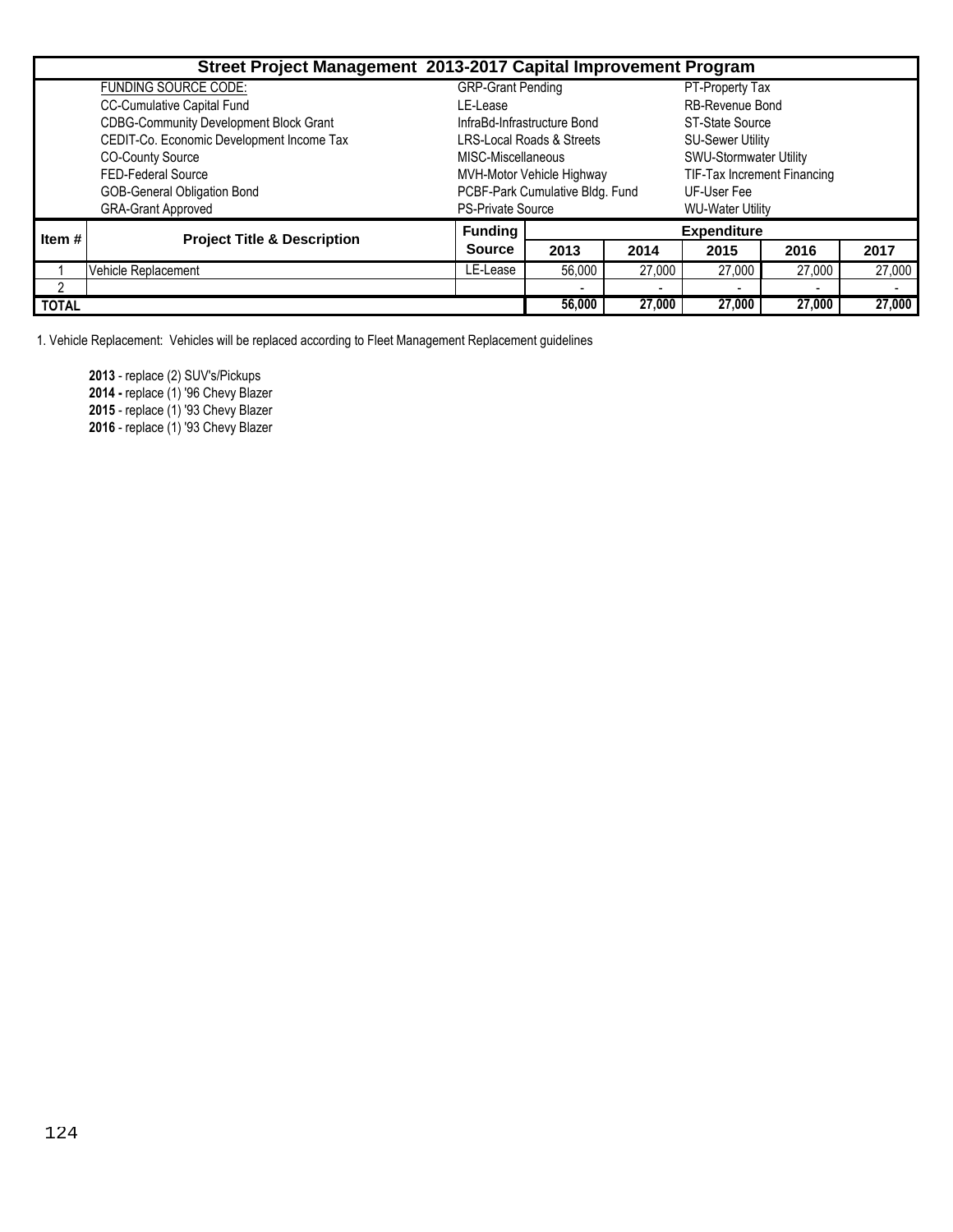## Street Project Management 2013-2017 Capital Improvement Program

| FUNDING SOURCE CODE: | | |
|---|---|---|
| CC-Cumulative Capital Fund | GRP-Grant Pending | PT-Property Tax |
| CDBG-Community Development Block Grant | LE-Lease | RB-Revenue Bond |
| CEDIT-Co. Economic Development Income Tax | InfraBd-Infrastructure Bond | ST-State Source |
| CO-County Source | LRS-Local Roads & Streets | SU-Sewer Utility |
| FED-Federal Source | MISC-Miscellaneous | SWU-Stormwater Utility |
| GOB-General Obligation Bond | MVH-Motor Vehicle Highway | TIF-Tax Increment Financing |
| GRA-Grant Approved | PCBF-Park Cumulative Bldg. Fund | UF-User Fee |
| | PS-Private Source | WU-Water Utility |

| Item # | Project Title & Description | Funding Source | Expenditure | | | | |
|---|---|---|---|---|---|---|---|
| | | | 2013 | 2014 | 2015 | 2016 | 2017 |
| 1 | Vehicle Replacement | LE-Lease | 56,000 | 27,000 | 27,000 | 27,000 | 27,000 |
| 2 | | | - | - | - | - | - |
| **TOTAL** | | | **56,000** | **27,000** | **27,000** | **27,000** | **27,000** |

1. Vehicle Replacement: Vehicles will be replaced according to Fleet Management Replacement guidelines

**2013** - replace (2) SUV's/Pickups
**2014 -** replace (1) '96 Chevy Blazer
**2015** - replace (1) '93 Chevy Blazer
**2016** - replace (1) '93 Chevy Blazer